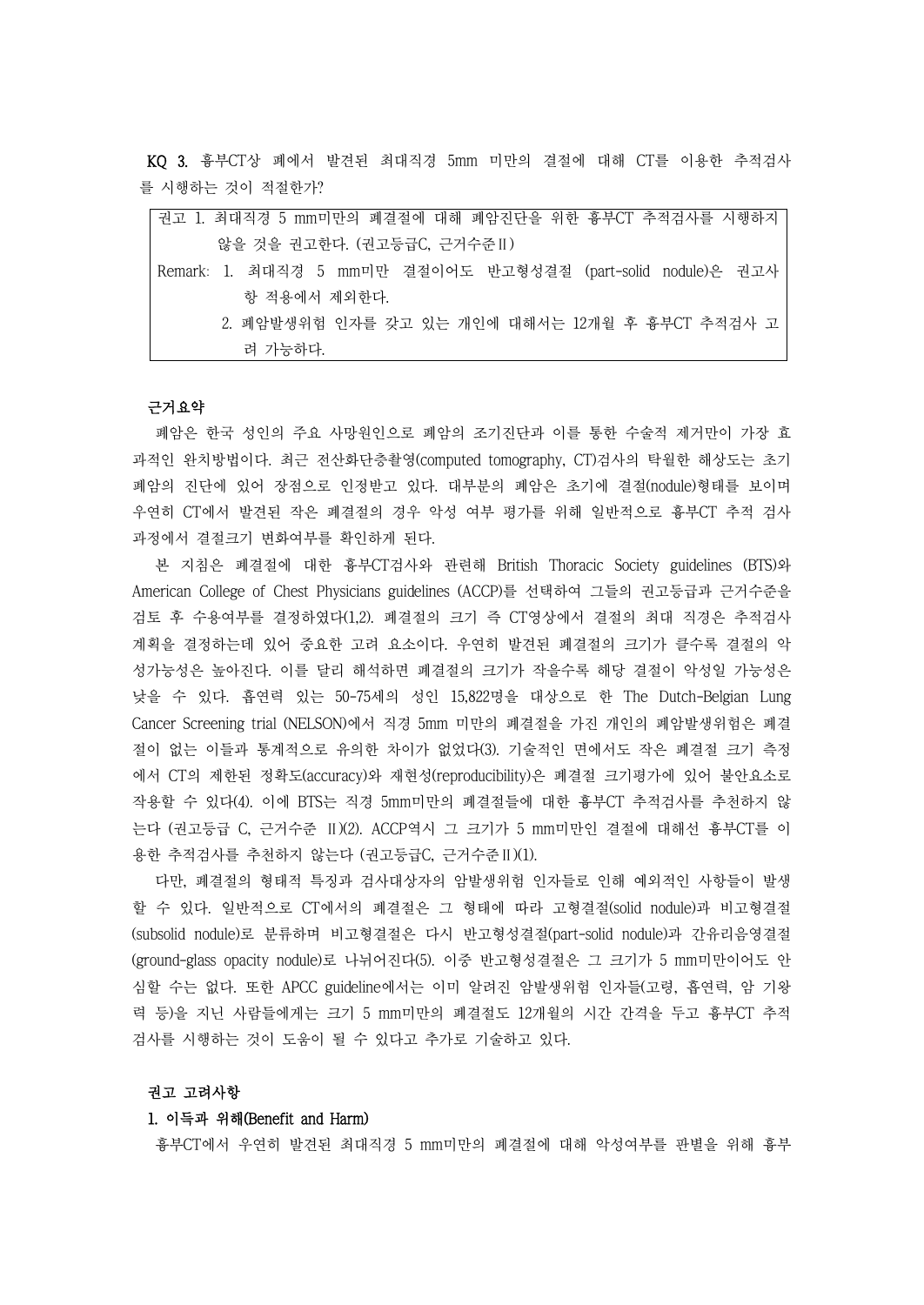**KQ 3.** 흉부CT상 폐에서 발견된 최대직경 5mm 미만의 결절에 대해 CT를 이용한 추적검사를 시행하는 것이 적절한가?

> 권고 1. 최대직경 5 mm미만의 폐결절에 대해 폐암진단을 위한 흉부CT 추적검사를 시행하지 않을 것을 권고한다. (권고등급C, 근거수준Ⅱ)
>
> Remark: 1. 최대직경 5 mm미만 결절이어도 반고형성결절 (part-solid nodule)은 권고사항 적용에서 제외한다.
>
> 2. 폐암발생위험 인자를 갖고 있는 개인에 대해서는 12개월 후 흉부CT 추적검사 고려 가능하다.

### 근거요약

폐암은 한국 성인의 주요 사망원인으로 폐암의 조기진단과 이를 통한 수술적 제거만이 가장 효과적인 완치방법이다. 최근 전산화단층촬영(computed tomography, CT)검사의 탁월한 해상도는 초기 폐암의 진단에 있어 장점으로 인정받고 있다. 대부분의 폐암은 초기에 결절(nodule)형태를 보이며 우연히 CT에서 발견된 작은 폐결절의 경우 악성 여부 평가를 위해 일반적으로 흉부CT 추적 검사 과정에서 결절크기 변화여부를 확인하게 된다.

본 지침은 폐결절에 대한 흉부CT검사와 관련해 British Thoracic Society guidelines (BTS)와 American College of Chest Physicians guidelines (ACCP)를 선택하여 그들의 권고등급과 근거수준을 검토 후 수용여부를 결정하였다(1,2). 폐결절의 크기 즉 CT영상에서 결절의 최대 직경은 추적검사 계획을 결정하는데 있어 중요한 고려 요소이다. 우연히 발견된 폐결절의 크기가 클수록 결절의 악성가능성은 높아진다. 이를 달리 해석하면 폐결절의 크기가 작을수록 해당 결절이 악성일 가능성은 낮을 수 있다. 흡연력 있는 50-75세의 성인 15,822명을 대상으로 한 The Dutch-Belgian Lung Cancer Screening trial (NELSON)에서 직경 5mm 미만의 폐결절을 가진 개인의 폐암발생위험은 폐결절이 없는 이들과 통계적으로 유의한 차이가 없었다(3). 기술적인 면에서도 작은 폐결절 크기 측정에서 CT의 제한된 정확도(accuracy)와 재현성(reproducibility)은 폐결절 크기평가에 있어 불안요소로 작용할 수 있다(4). 이에 BTS는 직경 5mm미만의 폐결절들에 대한 흉부CT 추적검사를 추천하지 않는다 (권고등급 C, 근거수준 Ⅱ)(2). ACCP역시 그 크기가 5 mm미만인 결절에 대해선 흉부CT를 이용한 추적검사를 추천하지 않는다 (권고등급C, 근거수준Ⅱ)(1).

다만, 폐결절의 형태적 특징과 검사대상자의 암발생위험 인자들로 인해 예외적인 사항들이 발생할 수 있다. 일반적으로 CT에서의 폐결절은 그 형태에 따라 고형결절(solid nodule)과 비고형결절(subsolid nodule)로 분류하며 비고형결절은 다시 반고형성결절(part-solid nodule)과 간유리음영결절(ground-glass opacity nodule)로 나뉘어진다(5). 이중 반고형성결절은 그 크기가 5 mm미만이어도 안심할 수는 없다. 또한 APCC guideline에서는 이미 알려진 암발생위험 인자들(고령, 흡연력, 암 기왕력 등)을 지닌 사람들에게는 크기 5 mm미만의 폐결절도 12개월의 시간 간격을 두고 흉부CT 추적검사를 시행하는 것이 도움이 될 수 있다고 추가로 기술하고 있다.

### 권고 고려사항

#### 1. 이득과 위해(Benefit and Harm)

흉부CT에서 우연히 발견된 최대직경 5 mm미만의 폐결절에 대해 악성여부를 판별을 위해 흉부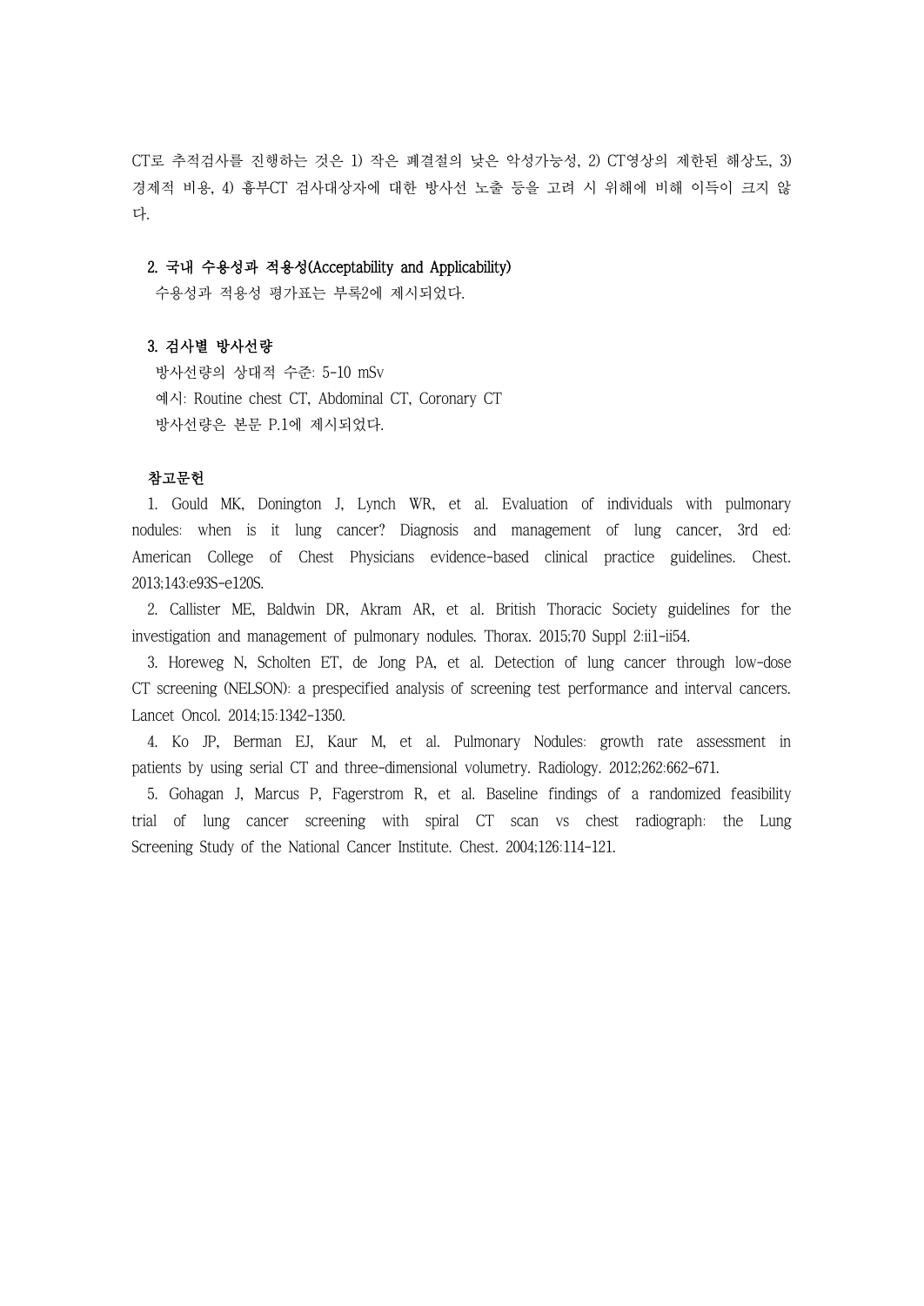CT로 추적검사를 진행하는 것은 1) 작은 폐결절의 낮은 악성가능성, 2) CT영상의 제한된 해상도, 3) 경제적 비용, 4) 흉부CT 검사대상자에 대한 방사선 노출 등을 고려 시 위해에 비해 이득이 크지 않다.

### 2. 국내 수용성과 적용성(Acceptability and Applicability)

수용성과 적용성 평가표는 부록2에 제시되었다.

### 3. 검사별 방사선량

방사선량의 상대적 수준: 5-10 mSv

예시: Routine chest CT, Abdominal CT, Coronary CT

방사선량은 본문 P.1에 제시되었다.

### 참고문헌

1. Gould MK, Donington J, Lynch WR, et al. Evaluation of individuals with pulmonary nodules: when is it lung cancer? Diagnosis and management of lung cancer, 3rd ed: American College of Chest Physicians evidence-based clinical practice guidelines. Chest. 2013;143:e93S-e120S.
2. Callister ME, Baldwin DR, Akram AR, et al. British Thoracic Society guidelines for the investigation and management of pulmonary nodules. Thorax. 2015;70 Suppl 2:ii1-ii54.
3. Horeweg N, Scholten ET, de Jong PA, et al. Detection of lung cancer through low-dose CT screening (NELSON): a prespecified analysis of screening test performance and interval cancers. Lancet Oncol. 2014;15:1342-1350.
4. Ko JP, Berman EJ, Kaur M, et al. Pulmonary Nodules: growth rate assessment in patients by using serial CT and three-dimensional volumetry. Radiology. 2012;262:662-671.
5. Gohagan J, Marcus P, Fagerstrom R, et al. Baseline findings of a randomized feasibility trial of lung cancer screening with spiral CT scan vs chest radiograph: the Lung Screening Study of the National Cancer Institute. Chest. 2004;126:114-121.